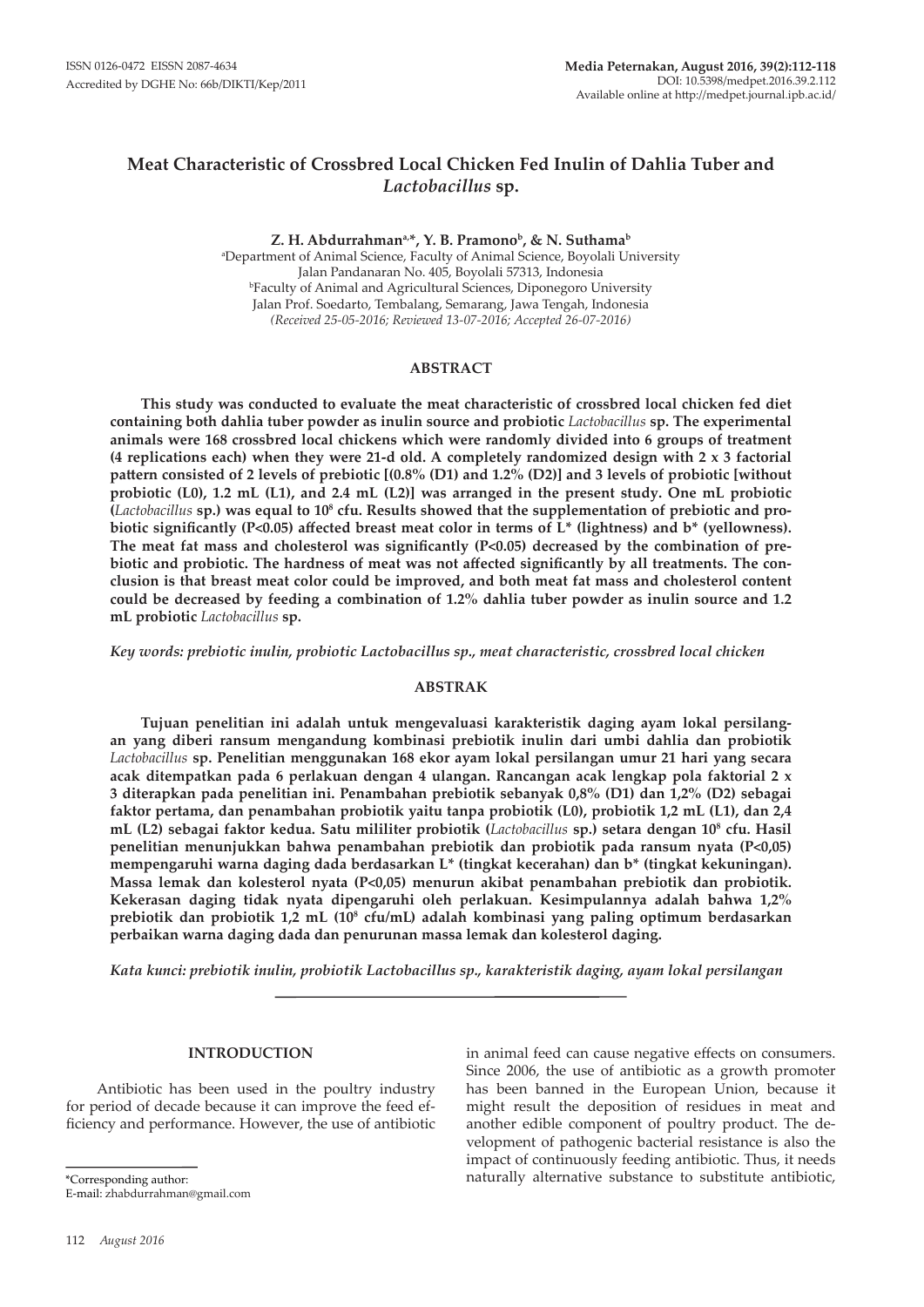ISSN 0126-0472 EISSN 2087-4634
Accredited by DGHE No: 66b/DIKTI/Kep/2011

Media Peternakan, August 2016, 39(2):112-118
DOI: 10.5398/medpet.2016.39.2.112
Available online at http://medpet.journal.ipb.ac.id/

# Meat Characteristic of Crossbred Local Chicken Fed Inulin of Dahlia Tuber and *Lactobacillus* sp.

**Z. H. Abdurrahman[a,*], Y. B. Pramono[b], & N. Suthama[b]**

[a]Department of Animal Science, Faculty of Animal Science, Boyolali University
Jalan Pandanaran No. 405, Boyolali 57313, Indonesia
[b]Faculty of Animal and Agricultural Sciences, Diponegoro University
Jalan Prof. Soedarto, Tembalang, Semarang, Jawa Tengah, Indonesia
*(Received 25-05-2016; Reviewed 13-07-2016; Accepted 26-07-2016)*

## ABSTRACT

**This study was conducted to evaluate the meat characteristic of crossbred local chicken fed diet containing both dahlia tuber powder as inulin source and probiotic *Lactobacillus* sp. The experimental animals were 168 crossbred local chickens which were randomly divided into 6 groups of treatment (4 replications each) when they were 21-d old. A completely randomized design with 2 x 3 factorial pattern consisted of 2 levels of prebiotic [(0.8% (D1) and 1.2% (D2)] and 3 levels of probiotic [without probiotic (L0), 1.2 mL (L1), and 2.4 mL (L2)] was arranged in the present study. One mL probiotic (*Lactobacillus* sp.) was equal to $10^8$ cfu. Results showed that the supplementation of prebiotic and probiotic significantly (P<0.05) affected breast meat color in terms of L* (lightness) and b* (yellowness). The meat fat mass and cholesterol was significantly (P<0.05) decreased by the combination of prebiotic and probiotic. The hardness of meat was not affected significantly by all treatments. The conclusion is that breast meat color could be improved, and both meat fat mass and cholesterol content could be decreased by feeding a combination of 1.2% dahlia tuber powder as inulin source and 1.2 mL probiotic *Lactobacillus* sp.**

*Key words: prebiotic inulin, probiotic Lactobacillus sp., meat characteristic, crossbred local chicken*

## ABSTRAK

**Tujuan penelitian ini adalah untuk mengevaluasi karakteristik daging ayam lokal persilangan yang diberi ransum mengandung kombinasi prebiotik inulin dari umbi dahlia dan probiotik *Lactobacillus* sp. Penelitian menggunakan 168 ekor ayam lokal persilangan umur 21 hari yang secara acak ditempatkan pada 6 perlakuan dengan 4 ulangan. Rancangan acak lengkap pola faktorial 2 x 3 diterapkan pada penelitian ini. Penambahan prebiotik sebanyak 0,8% (D1) dan 1,2% (D2) sebagai faktor pertama, dan penambahan probiotik yaitu tanpa probiotik (L0), probiotik 1,2 mL (L1), dan 2,4 mL (L2) sebagai faktor kedua. Satu mililiter probiotik (*Lactobacillus* sp.) setara dengan $10^8$ cfu. Hasil penelitian menunjukkan bahwa penambahan prebiotik dan probiotik pada ransum nyata (P<0,05) mempengaruhi warna daging dada berdasarkan L* (tingkat kecerahan) dan b* (tingkat kekuningan). Massa lemak dan kolesterol nyata (P<0,05) menurun akibat penambahan prebiotik dan probiotik. Kekerasan daging tidak nyata dipengaruhi oleh perlakuan. Kesimpulannya adalah bahwa 1,2% prebiotik dan probiotik 1,2 mL ($10^8$ cfu/mL) adalah kombinasi yang paling optimum berdasarkan perbaikan warna daging dada dan penurunan massa lemak dan kolesterol daging.**

*Kata kunci: prebiotik inulin, probiotik Lactobacillus sp., karakteristik daging, ayam lokal persilangan*

## INTRODUCTION

Antibiotic has been used in the poultry industry for period of decade because it can improve the feed efficiency and performance. However, the use of antibiotic in animal feed can cause negative effects on consumers. Since 2006, the use of antibiotic as a growth promoter has been banned in the European Union, because it might result the deposition of residues in meat and another edible component of poultry product. The development of pathogenic bacterial resistance is also the impact of continuously feeding antibiotic. Thus, it needs naturally alternative substance to substitute antibiotic,

*Corresponding author:
E-mail: zhabdurrahman@gmail.com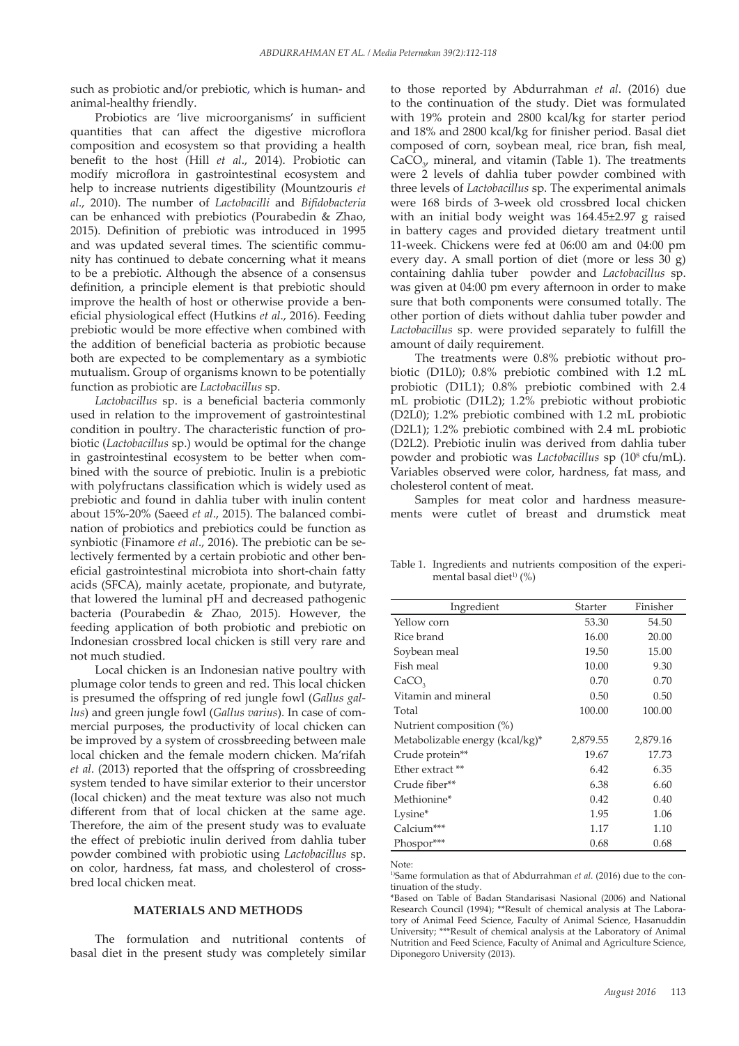such as probiotic and/or prebiotic, which is human- and animal-healthy friendly.

Probiotics are 'live microorganisms' in sufficient quantities that can affect the digestive microflora composition and ecosystem so that providing a health benefit to the host (Hill *et al*., 2014). Probiotic can modify microflora in gastrointestinal ecosystem and help to increase nutrients digestibility (Mountzouris *et al*., 2010). The number of *Lactobacilli* and *Bifidobacteria* can be enhanced with prebiotics (Pourabedin & Zhao, 2015). Definition of prebiotic was introduced in 1995 and was updated several times. The scientific community has continued to debate concerning what it means to be a prebiotic. Although the absence of a consensus definition, a principle element is that prebiotic should improve the health of host or otherwise provide a beneficial physiological effect (Hutkins *et al*., 2016). Feeding prebiotic would be more effective when combined with the addition of beneficial bacteria as probiotic because both are expected to be complementary as a symbiotic mutualism. Group of organisms known to be potentially function as probiotic are *Lactobacillus* sp.

*Lactobacillus* sp. is a beneficial bacteria commonly used in relation to the improvement of gastrointestinal condition in poultry. The characteristic function of probiotic (*Lactobacillus* sp.) would be optimal for the change in gastrointestinal ecosystem to be better when combined with the source of prebiotic. Inulin is a prebiotic with polyfructans classification which is widely used as prebiotic and found in dahlia tuber with inulin content about 15%-20% (Saeed *et al*., 2015). The balanced combination of probiotics and prebiotics could be function as synbiotic (Finamore *et al*., 2016). The prebiotic can be selectively fermented by a certain probiotic and other beneficial gastrointestinal microbiota into short-chain fatty acids (SFCA), mainly acetate, propionate, and butyrate, that lowered the luminal pH and decreased pathogenic bacteria (Pourabedin & Zhao, 2015). However, the feeding application of both probiotic and prebiotic on Indonesian crossbred local chicken is still very rare and not much studied.

Local chicken is an Indonesian native poultry with plumage color tends to green and red. This local chicken is presumed the offspring of red jungle fowl (*Gallus gallus*) and green jungle fowl (*Gallus varius*). In case of commercial purposes, the productivity of local chicken can be improved by a system of crossbreeding between male local chicken and the female modern chicken. Ma'rifah *et al*. (2013) reported that the offspring of crossbreeding system tended to have similar exterior to their uncerstor (local chicken) and the meat texture was also not much different from that of local chicken at the same age. Therefore, the aim of the present study was to evaluate the effect of prebiotic inulin derived from dahlia tuber powder combined with probiotic using *Lactobacillus* sp. on color, hardness, fat mass, and cholesterol of crossbred local chicken meat.

## MATERIALS AND METHODS

The formulation and nutritional contents of basal diet in the present study was completely similar to those reported by Abdurrahman *et al*. (2016) due to the continuation of the study. Diet was formulated with 19% protein and 2800 kcal/kg for starter period and 18% and 2800 kcal/kg for finisher period. Basal diet composed of corn, soybean meal, rice bran, fish meal, $CaCO_3$, mineral, and vitamin (Table 1). The treatments were 2 levels of dahlia tuber powder combined with three levels of *Lactobacillus* sp. The experimental animals were 168 birds of 3-week old crossbred local chicken with an initial body weight was 164.45±2.97 g raised in battery cages and provided dietary treatment until 11-week. Chickens were fed at 06:00 am and 04:00 pm every day. A small portion of diet (more or less 30 g) containing dahlia tuber powder and *Lactobacillus* sp. was given at 04:00 pm every afternoon in order to make sure that both components were consumed totally. The other portion of diets without dahlia tuber powder and *Lactobacillus* sp. were provided separately to fulfill the amount of daily requirement.

The treatments were 0.8% prebiotic without probiotic (D1L0); 0.8% prebiotic combined with 1.2 mL probiotic (D1L1); 0.8% prebiotic combined with 2.4 mL probiotic (D1L2); 1.2% prebiotic without probiotic (D2L0); 1.2% prebiotic combined with 1.2 mL probiotic (D2L1); 1.2% prebiotic combined with 2.4 mL probiotic (D2L2). Prebiotic inulin was derived from dahlia tuber powder and probiotic was *Lactobacillus* sp ($10^8$ cfu/mL). Variables observed were color, hardness, fat mass, and cholesterol content of meat.

Samples for meat color and hardness measurements were cutlet of breast and drumstick meat

Table 1. Ingredients and nutrients composition of the experimental basal diet[1] (%)

| Ingredient | Starter | Finisher |
|---|---|---|
| Yellow corn | 53.30 | 54.50 |
| Rice brand | 16.00 | 20.00 |
| Soybean meal | 19.50 | 15.00 |
| Fish meal | 10.00 | 9.30 |
| $CaCO_3$ | 0.70 | 0.70 |
| Vitamin and mineral | 0.50 | 0.50 |
| Total | 100.00 | 100.00 |
| Nutrient composition (%) | | |
| Metabolizable energy (kcal/kg)* | 2,879.55 | 2,879.16 |
| Crude protein** | 19.67 | 17.73 |
| Ether extract ** | 6.42 | 6.35 |
| Crude fiber** | 6.38 | 6.60 |
| Methionine* | 0.42 | 0.40 |
| Lysine* | 1.95 | 1.06 |
| Calcium*** | 1.17 | 1.10 |
| Phospor*** | 0.68 | 0.68 |

Note:
[1]Same formulation as that of Abdurrahman *et al*. (2016) due to the continuation of the study.
*Based on Table of Badan Standarisasi Nasional (2006) and National Research Council (1994); **Result of chemical analysis at The Laboratory of Animal Feed Science, Faculty of Animal Science, Hasanuddin University; ***Result of chemical analysis at the Laboratory of Animal Nutrition and Feed Science, Faculty of Animal and Agriculture Science, Diponegoro University (2013).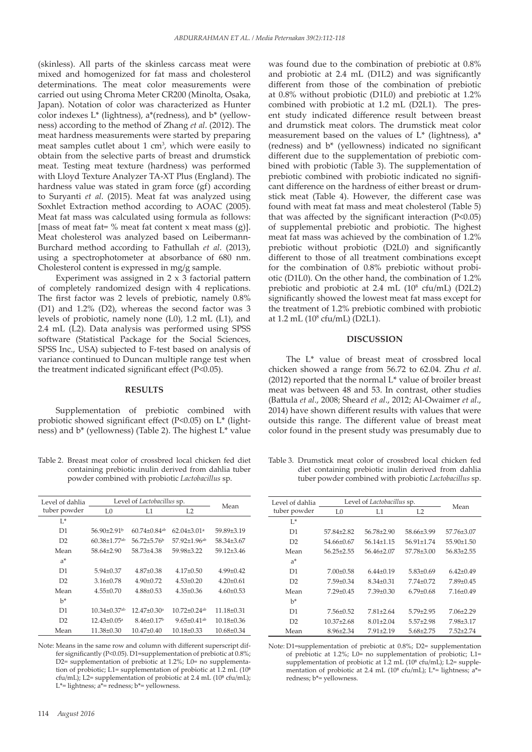(skinless). All parts of the skinless carcass meat were mixed and homogenized for fat mass and cholesterol determinations. The meat color measurements were carried out using Chroma Meter CR200 (Minolta, Osaka, Japan). Notation of color was characterized as Hunter color indexes L* (lightness), a*(redness), and b* (yellowness) according to the method of Zhang *et al*. (2012). The meat hardness measurements were started by preparing meat samples cutlet about 1 $cm^3$, which were easily to obtain from the selective parts of breast and drumstick meat. Testing meat texture (hardness) was performed with Lloyd Texture Analyzer TA-XT Plus (England). The hardness value was stated in gram force (gf) according to Suryanti *et al*. (2015). Meat fat was analyzed using Soxhlet Extraction method according to AOAC (2005). Meat fat mass was calculated using formula as follows: [mass of meat fat= % meat fat content x meat mass (g)]. Meat cholesterol was analyzed based on Leibermann-Burchard method according to Fathullah *et al*. (2013), using a spectrophotometer at absorbance of 680 nm. Cholesterol content is expressed in mg/g sample.

Experiment was assigned in 2 x 3 factorial pattern of completely randomized design with 4 replications. The first factor was 2 levels of prebiotic, namely 0.8% (D1) and 1.2% (D2), whereas the second factor was 3 levels of probiotic, namely none (L0), 1.2 mL (L1), and 2.4 mL (L2). Data analysis was performed using SPSS software (Statistical Package for the Social Sciences, SPSS Inc., USA) subjected to F-test based on analysis of variance continued to Duncan multiple range test when the treatment indicated significant effect ($P<0.05$).

## RESULTS

Supplementation of prebiotic combined with probiotic showed significant effect ($P<0.05$) on L* (lightness) and b* (yellowness) (Table 2). The highest L* value was found due to the combination of prebiotic at 0.8% and probiotic at 2.4 mL (D1L2) and was significantly different from those of the combination of prebiotic at 0.8% without probiotic (D1L0) and prebiotic at 1.2% combined with probiotic at 1.2 mL (D2L1). The present study indicated difference result between breast and drumstick meat colors. The drumstick meat color measurement based on the values of L* (lightness), a* (redness) and b* (yellowness) indicated no significant different due to the supplementation of prebiotic combined with probiotic (Table 3). The supplementation of prebiotic combined with probiotic indicated no significant difference on the hardness of either breast or drumstick meat (Table 4). However, the different case was found with meat fat mass and meat cholesterol (Table 5) that was affected by the significant interaction ($P<0.05$) of supplemental prebiotic and probiotic. The highest meat fat mass was achieved by the combination of 1.2% prebiotic without probiotic (D2L0) and significantly different to those of all treatment combinations except for the combination of 0.8% prebiotic without probiotic (D1L0). On the other hand, the combination of 1.2% prebiotic and probiotic at 2.4 mL ($10^8$ cfu/mL) (D2L2) significantly showed the lowest meat fat mass except for the treatment of 1.2% prebiotic combined with probiotic at 1.2 mL ($10^8$ cfu/mL) (D2L1).

## DISCUSSION

The L* value of breast meat of crossbred local chicken showed a range from 56.72 to 62.04. Zhu *et al*. (2012) reported that the normal L* value of broiler breast meat was between 48 and 53. In contrast, other studies (Battula *et al*., 2008; Sheard *et al*., 2012; Al-Owaimer *et al*., 2014) have shown different results with values that were outside this range. The different value of breast meat color found in the present study was presumably due to

Table 2. Breast meat color of crossbred local chicken fed diet containing prebiotic inulin derived from dahlia tuber powder combined with probiotic *Lactobacillus* sp.

| Level of dahlia tuber powder | Level of *Lactobacillus* sp. | | | Mean |
|---|---|---|---|---|
| | L0 | L1 | L2 | |
| L* | | | | |
| D1 | 56.90±2.91[b] | 60.74±0.84[ab] | 62.04±3.01[a] | 59.89±3.19 |
| D2 | 60.38±1.77[ab] | 56.72±5.76[b] | 57.92±1.96[ab] | 58.34±3.67 |
| Mean | 58.64±2.90 | 58.73±4.38 | 59.98±3.22 | 59.12±3.46 |
| a* | | | | |
| D1 | 5.94±0.37 | 4.87±0.38 | 4.17±0.50 | 4.99±0.42 |
| D2 | 3.16±0.78 | 4.90±0.72 | 4.53±0.20 | 4.20±0.61 |
| Mean | 4.55±0.70 | 4.88±0.53 | 4.35±0.36 | 4.60±0.53 |
| b* | | | | |
| D1 | 10.34±0.37[ab] | 12.47±0.30[a] | 10.72±0.24[ab] | 11.18±0.31 |
| D2 | 12.43±0.05[a] | 8.46±0.17[b] | 9.65±0.41[ab] | 10.18±0.36 |
| Mean | 11.38±0.30 | 10.47±0.40 | 10.18±0.33 | 10.68±0.34 |

Note: Means in the same row and column with different superscript differ significantly ($P<0.05$). D1=supplementation of prebiotic at 0.8%; D2= supplementation of prebiotic at 1.2%; L0= no supplementation of probiotic; L1= supplementation of probiotic at 1.2 mL ($10^8$ cfu/mL); L2= supplementation of probiotic at 2.4 mL ($10^8$ cfu/mL); L*= lightness; a*= redness; b*= yellowness.

Table 3. Drumstick meat color of crossbred local chicken fed diet containing prebiotic inulin derived from dahlia tuber powder combined with probiotic *Lactobacillus* sp.

| Level of dahlia tuber powder | Level of *Lactobacillus* sp. | | | Mean |
|---|---|---|---|---|
| | L0 | L1 | L2 | |
| L* | | | | |
| D1 | 57.84±2.82 | 56.78±2.90 | 58.66±3.99 | 57.76±3.07 |
| D2 | 54.66±0.67 | 56.14±1.15 | 56.91±1.74 | 55.90±1.50 |
| Mean | 56.25±2.55 | 56.46±2.07 | 57.78±3.00 | 56.83±2.55 |
| a* | | | | |
| D1 | 7.00±0.58 | 6.44±0.19 | 5.83±0.69 | 6.42±0.49 |
| D2 | 7.59±0.34 | 8.34±0.31 | 7.74±0.72 | 7.89±0.45 |
| Mean | 7.29±0.45 | 7.39±0.30 | 6.79±0.68 | 7.16±0.49 |
| b* | | | | |
| D1 | 7.56±0.52 | 7.81±2.64 | 5.79±2.95 | 7.06±2.29 |
| D2 | 10.37±2.68 | 8.01±2.04 | 5.57±2.98 | 7.98±3.17 |
| Mean | 8.96±2.34 | 7.91±2.19 | 5.68±2.75 | 7.52±2.74 |

Note: D1=supplementation of prebiotic at 0.8%; D2= supplementation of prebiotic at 1.2%; L0= no supplementation of probiotic; L1= supplementation of probiotic at 1.2 mL ($10^8$ cfu/mL); L2= supplementation of probiotic at 2.4 mL ($10^8$ cfu/mL); L*= lightness; a*= redness; b*= yellowness.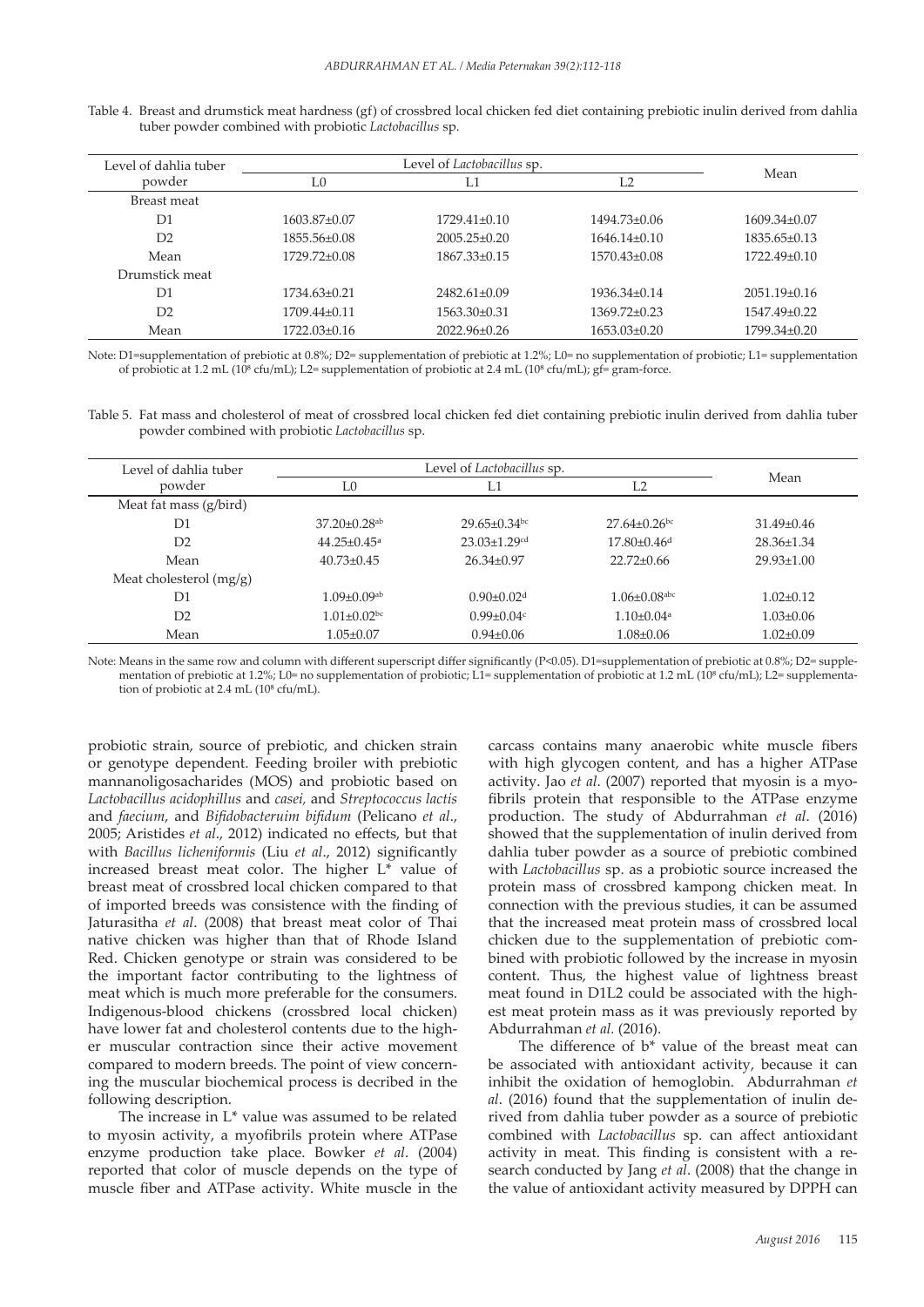Table 4. Breast and drumstick meat hardness (gf) of crossbred local chicken fed diet containing prebiotic inulin derived from dahlia tuber powder combined with probiotic *Lactobacillus* sp.

| Level of dahlia tuber powder | Level of *Lactobacillus* sp. | | | Mean |
|---|---|---|---|---|
| | L0 | L1 | L2 | |
| Breast meat | | | | |
| D1 | 1603.87±0.07 | 1729.41±0.10 | 1494.73±0.06 | 1609.34±0.07 |
| D2 | 1855.56±0.08 | 2005.25±0.20 | 1646.14±0.10 | 1835.65±0.13 |
| Mean | 1729.72±0.08 | 1867.33±0.15 | 1570.43±0.08 | 1722.49±0.10 |
| Drumstick meat | | | | |
| D1 | 1734.63±0.21 | 2482.61±0.09 | 1936.34±0.14 | 2051.19±0.16 |
| D2 | 1709.44±0.11 | 1563.30±0.31 | 1369.72±0.23 | 1547.49±0.22 |
| Mean | 1722.03±0.16 | 2022.96±0.26 | 1653.03±0.20 | 1799.34±0.20 |

Note: D1=supplementation of prebiotic at 0.8%; D2= supplementation of prebiotic at 1.2%; L0= no supplementation of probiotic; L1= supplementation of probiotic at 1.2 mL ($10^8$ cfu/mL); L2= supplementation of probiotic at 2.4 mL ($10^8$ cfu/mL); gf= gram-force.

Table 5. Fat mass and cholesterol of meat of crossbred local chicken fed diet containing prebiotic inulin derived from dahlia tuber powder combined with probiotic *Lactobacillus* sp.

| Level of dahlia tuber powder | Level of *Lactobacillus* sp. | | | Mean |
|---|---|---|---|---|
| | L0 | L1 | L2 | |
| Meat fat mass (g/bird) | | | | |
| D1 | 37.20±0.28$^{ab}$ | 29.65±0.34$^{bc}$ | 27.64±0.26$^{bc}$ | 31.49±0.46 |
| D2 | 44.25±0.45$^{a}$ | 23.03±1.29$^{cd}$ | 17.80±0.46$^{d}$ | 28.36±1.34 |
| Mean | 40.73±0.45 | 26.34±0.97 | 22.72±0.66 | 29.93±1.00 |
| Meat cholesterol (mg/g) | | | | |
| D1 | 1.09±0.09$^{ab}$ | 0.90±0.02$^{d}$ | 1.06±0.08$^{abc}$ | 1.02±0.12 |
| D2 | 1.01±0.02$^{bc}$ | 0.99±0.04$^{c}$ | 1.10±0.04$^{a}$ | 1.03±0.06 |
| Mean | 1.05±0.07 | 0.94±0.06 | 1.08±0.06 | 1.02±0.09 |

Note: Means in the same row and column with different superscript differ significantly ($P<0.05$). D1=supplementation of prebiotic at 0.8%; D2= supplementation of prebiotic at 1.2%; L0= no supplementation of probiotic; L1= supplementation of probiotic at 1.2 mL ($10^8$ cfu/mL); L2= supplementation of probiotic at 2.4 mL ($10^8$ cfu/mL).

probiotic strain, source of prebiotic, and chicken strain or genotype dependent. Feeding broiler with prebiotic mannanoligosacharides (MOS) and probiotic based on *Lactobacillus acidophillus* and *casei*, and *Streptococcus lactis* and *faecium*, and *Bifidobacteruim bifidum* (Pelicano *et al*., 2005; Aristides *et al*., 2012) indicated no effects, but that with *Bacillus licheniformis* (Liu *et al*., 2012) significantly increased breast meat color. The higher L* value of breast meat of crossbred local chicken compared to that of imported breeds was consistence with the finding of Jaturasitha *et al*. (2008) that breast meat color of Thai native chicken was higher than that of Rhode Island Red. Chicken genotype or strain was considered to be the important factor contributing to the lightness of meat which is much more preferable for the consumers. Indigenous-blood chickens (crossbred local chicken) have lower fat and cholesterol contents due to the higher muscular contraction since their active movement compared to modern breeds. The point of view concerning the muscular biochemical process is decribed in the following description.

The increase in L* value was assumed to be related to myosin activity, a myofibrils protein where ATPase enzyme production take place. Bowker *et al*. (2004) reported that color of muscle depends on the type of muscle fiber and ATPase activity. White muscle in the carcass contains many anaerobic white muscle fibers with high glycogen content, and has a higher ATPase activity. Jao *et al*. (2007) reported that myosin is a myofibrils protein that responsible to the ATPase enzyme production. The study of Abdurrahman *et al*. (2016) showed that the supplementation of inulin derived from dahlia tuber powder as a source of prebiotic combined with *Lactobacillus* sp. as a probiotic source increased the protein mass of crossbred kampong chicken meat. In connection with the previous studies, it can be assumed that the increased meat protein mass of crossbred local chicken due to the supplementation of prebiotic combined with probiotic followed by the increase in myosin content. Thus, the highest value of lightness breast meat found in D1L2 could be associated with the highest meat protein mass as it was previously reported by Abdurrahman *et al*. (2016).

The difference of b* value of the breast meat can be associated with antioxidant activity, because it can inhibit the oxidation of hemoglobin. Abdurrahman *et al*. (2016) found that the supplementation of inulin derived from dahlia tuber powder as a source of prebiotic combined with *Lactobacillus* sp. can affect antioxidant activity in meat. This finding is consistent with a research conducted by Jang *et al*. (2008) that the change in the value of antioxidant activity measured by DPPH can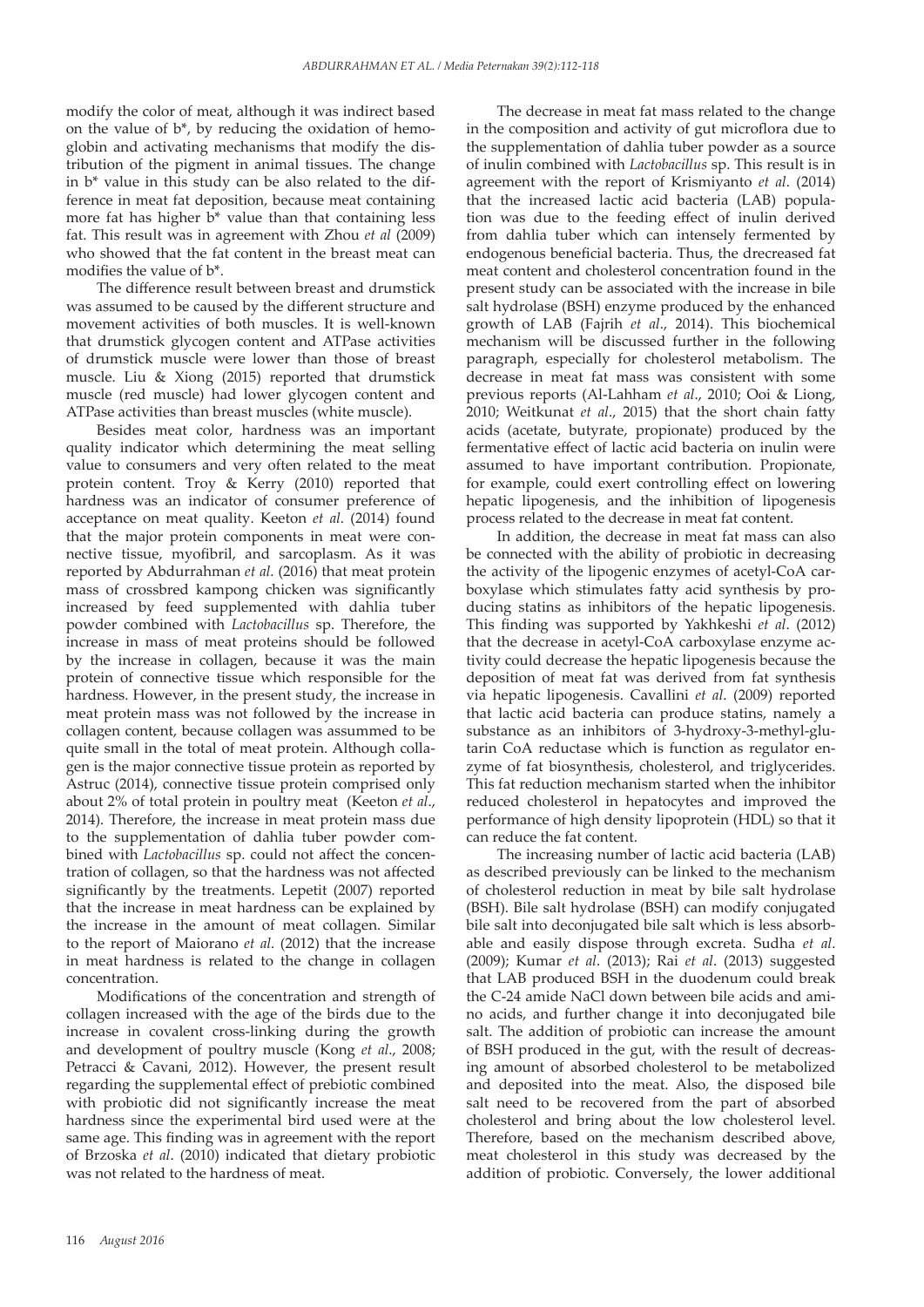modify the color of meat, although it was indirect based on the value of b*, by reducing the oxidation of hemoglobin and activating mechanisms that modify the distribution of the pigment in animal tissues. The change in b* value in this study can be also related to the difference in meat fat deposition, because meat containing more fat has higher b* value than that containing less fat. This result was in agreement with Zhou *et al* (2009) who showed that the fat content in the breast meat can modifies the value of b*.

The difference result between breast and drumstick was assumed to be caused by the different structure and movement activities of both muscles. It is well-known that drumstick glycogen content and ATPase activities of drumstick muscle were lower than those of breast muscle. Liu & Xiong (2015) reported that drumstick muscle (red muscle) had lower glycogen content and ATPase activities than breast muscles (white muscle).

Besides meat color, hardness was an important quality indicator which determining the meat selling value to consumers and very often related to the meat protein content. Troy & Kerry (2010) reported that hardness was an indicator of consumer preference of acceptance on meat quality. Keeton *et al*. (2014) found that the major protein components in meat were connective tissue, myofibril, and sarcoplasm. As it was reported by Abdurrahman *et al*. (2016) that meat protein mass of crossbred kampong chicken was significantly increased by feed supplemented with dahlia tuber powder combined with *Lactobacillus* sp. Therefore, the increase in mass of meat proteins should be followed by the increase in collagen, because it was the main protein of connective tissue which responsible for the hardness. However, in the present study, the increase in meat protein mass was not followed by the increase in collagen content, because collagen was assummed to be quite small in the total of meat protein. Although collagen is the major connective tissue protein as reported by Astruc (2014), connective tissue protein comprised only about 2% of total protein in poultry meat (Keeton *et al*., 2014). Therefore, the increase in meat protein mass due to the supplementation of dahlia tuber powder combined with *Lactobacillus* sp. could not affect the concentration of collagen, so that the hardness was not affected significantly by the treatments. Lepetit (2007) reported that the increase in meat hardness can be explained by the increase in the amount of meat collagen. Similar to the report of Maiorano *et al*. (2012) that the increase in meat hardness is related to the change in collagen concentration.

Modifications of the concentration and strength of collagen increased with the age of the birds due to the increase in covalent cross-linking during the growth and development of poultry muscle (Kong *et al*., 2008; Petracci & Cavani, 2012). However, the present result regarding the supplemental effect of prebiotic combined with probiotic did not significantly increase the meat hardness since the experimental bird used were at the same age. This finding was in agreement with the report of Brzoska *et al*. (2010) indicated that dietary probiotic was not related to the hardness of meat.

The decrease in meat fat mass related to the change in the composition and activity of gut microflora due to the supplementation of dahlia tuber powder as a source of inulin combined with *Lactobacillus* sp. This result is in agreement with the report of Krismiyanto *et al*. (2014) that the increased lactic acid bacteria (LAB) population was due to the feeding effect of inulin derived from dahlia tuber which can intensely fermented by endogenous beneficial bacteria. Thus, the drecreased fat meat content and cholesterol concentration found in the present study can be associated with the increase in bile salt hydrolase (BSH) enzyme produced by the enhanced growth of LAB (Fajrih *et al*., 2014). This biochemical mechanism will be discussed further in the following paragraph, especially for cholesterol metabolism. The decrease in meat fat mass was consistent with some previous reports (Al-Lahham *et al*., 2010; Ooi & Liong, 2010; Weitkunat *et al*., 2015) that the short chain fatty acids (acetate, butyrate, propionate) produced by the fermentative effect of lactic acid bacteria on inulin were assumed to have important contribution. Propionate, for example, could exert controlling effect on lowering hepatic lipogenesis, and the inhibition of lipogenesis process related to the decrease in meat fat content.

In addition, the decrease in meat fat mass can also be connected with the ability of probiotic in decreasing the activity of the lipogenic enzymes of acetyl-CoA carboxylase which stimulates fatty acid synthesis by producing statins as inhibitors of the hepatic lipogenesis. This finding was supported by Yakhkeshi *et al*. (2012) that the decrease in acetyl-CoA carboxylase enzyme activity could decrease the hepatic lipogenesis because the deposition of meat fat was derived from fat synthesis via hepatic lipogenesis. Cavallini *et al*. (2009) reported that lactic acid bacteria can produce statins, namely a substance as an inhibitors of 3-hydroxy-3-methyl-glutarin CoA reductase which is function as regulator enzyme of fat biosynthesis, cholesterol, and triglycerides. This fat reduction mechanism started when the inhibitor reduced cholesterol in hepatocytes and improved the performance of high density lipoprotein (HDL) so that it can reduce the fat content.

The increasing number of lactic acid bacteria (LAB) as described previously can be linked to the mechanism of cholesterol reduction in meat by bile salt hydrolase (BSH). Bile salt hydrolase (BSH) can modify conjugated bile salt into deconjugated bile salt which is less absorbable and easily dispose through excreta. Sudha *et al*. (2009); Kumar *et al*. (2013); Rai *et al*. (2013) suggested that LAB produced BSH in the duodenum could break the C-24 amide NaCl down between bile acids and amino acids, and further change it into deconjugated bile salt. The addition of probiotic can increase the amount of BSH produced in the gut, with the result of decreasing amount of absorbed cholesterol to be metabolized and deposited into the meat. Also, the disposed bile salt need to be recovered from the part of absorbed cholesterol and bring about the low cholesterol level. Therefore, based on the mechanism described above, meat cholesterol in this study was decreased by the addition of probiotic. Conversely, the lower additional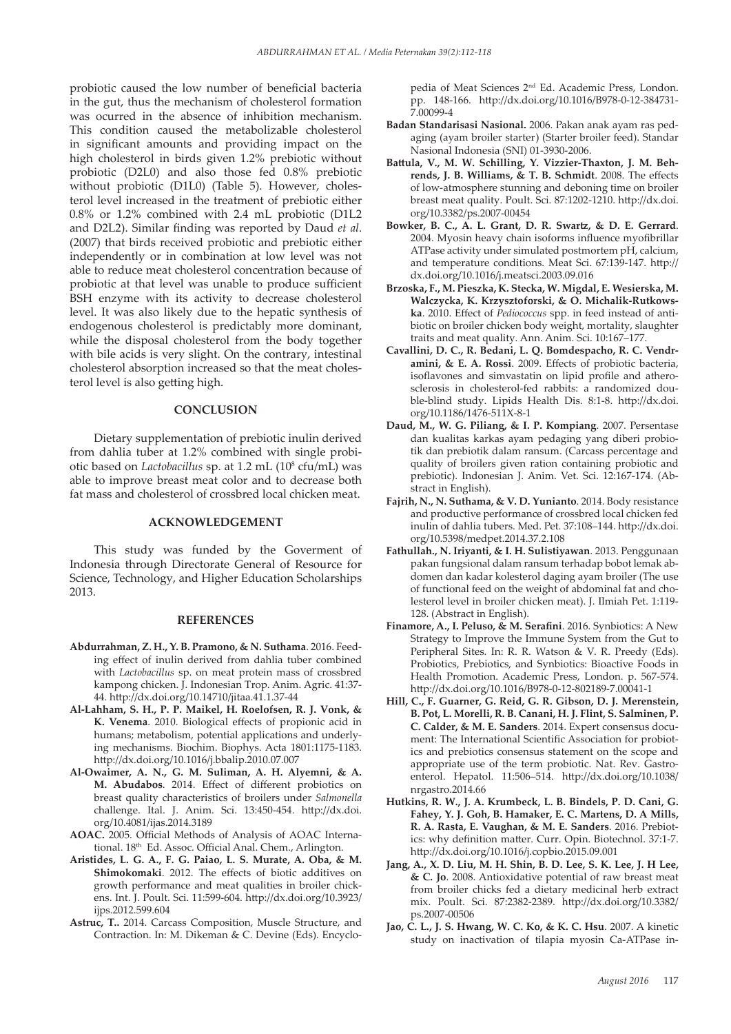probiotic caused the low number of beneficial bacteria in the gut, thus the mechanism of cholesterol formation was ocurred in the absence of inhibition mechanism. This condition caused the metabolizable cholesterol in significant amounts and providing impact on the high cholesterol in birds given 1.2% prebiotic without probiotic (D2L0) and also those fed 0.8% prebiotic without probiotic (D1L0) (Table 5). However, cholesterol level increased in the treatment of prebiotic either 0.8% or 1.2% combined with 2.4 mL probiotic (D1L2 and D2L2). Similar finding was reported by Daud *et al*. (2007) that birds received probiotic and prebiotic either independently or in combination at low level was not able to reduce meat cholesterol concentration because of probiotic at that level was unable to produce sufficient BSH enzyme with its activity to decrease cholesterol level. It was also likely due to the hepatic synthesis of endogenous cholesterol is predictably more dominant, while the disposal cholesterol from the body together with bile acids is very slight. On the contrary, intestinal cholesterol absorption increased so that the meat cholesterol level is also getting high.

## CONCLUSION

Dietary supplementation of prebiotic inulin derived from dahlia tuber at 1.2% combined with single probiotic based on *Lactobacillus* sp. at 1.2 mL ($10^8$ cfu/mL) was able to improve breast meat color and to decrease both fat mass and cholesterol of crossbred local chicken meat.

## ACKNOWLEDGEMENT

This study was funded by the Goverment of Indonesia through Directorate General of Resource for Science, Technology, and Higher Education Scholarships 2013.

## REFERENCES

**Abdurrahman, Z. H., Y. B. Pramono, & N. Suthama**. 2016. Feeding effect of inulin derived from dahlia tuber combined with *Lactobacillus* sp. on meat protein mass of crossbred kampong chicken. J. Indonesian Trop. Anim. Agric. 41:37-44. http://dx.doi.org/10.14710/jitaa.41.1.37-44

**Al-Lahham, S. H., P. P. Maikel, H. Roelofsen, R. J. Vonk, & K. Venema**. 2010. Biological effects of propionic acid in humans; metabolism, potential applications and underlying mechanisms. Biochim. Biophys. Acta 1801:1175-1183. http://dx.doi.org/10.1016/j.bbalip.2010.07.007

**Al-Owaimer, A. N., G. M. Suliman, A. H. Alyemni, & A. M. Abudabos**. 2014. Effect of different probiotics on breast quality characteristics of broilers under *Salmonella* challenge. Ital. J. Anim. Sci. 13:450-454. http://dx.doi.org/10.4081/ijas.2014.3189

**AOAC.** 2005. Official Methods of Analysis of AOAC International. 18th Ed. Assoc. Official Anal. Chem., Arlington.

**Aristides, L. G. A., F. G. Paiao, L. S. Murate, A. Oba, & M. Shimokomaki**. 2012. The effects of biotic additives on growth performance and meat qualities in broiler chickens. Int. J. Poult. Sci. 11:599-604. http://dx.doi.org/10.3923/ijps.2012.599.604

**Astruc, T.**. 2014. Carcass Composition, Muscle Structure, and Contraction. In: M. Dikeman & C. Devine (Eds). Encyclopedia of Meat Sciences 2nd Ed. Academic Press, London. pp. 148-166. http://dx.doi.org/10.1016/B978-0-12-384731-7.00099-4

**Badan Standarisasi Nasional.** 2006. Pakan anak ayam ras pedaging (ayam broiler starter) (Starter broiler feed). Standar Nasional Indonesia (SNI) 01-3930-2006.

**Battula, V., M. W. Schilling, Y. Vizzier-Thaxton, J. M. Behrends, J. B. Williams, & T. B. Schmidt**. 2008. The effects of low-atmosphere stunning and deboning time on broiler breast meat quality. Poult. Sci. 87:1202-1210. http://dx.doi.org/10.3382/ps.2007-00454

**Bowker, B. C., A. L. Grant, D. R. Swartz, & D. E. Gerrard**. 2004. Myosin heavy chain isoforms influence myofibrillar ATPase activity under simulated postmortem pH, calcium, and temperature conditions. Meat Sci. 67:139-147. http://dx.doi.org/10.1016/j.meatsci.2003.09.016

**Brzoska, F., M. Pieszka, K. Stecka, W. Migdal, E. Wesierska, M. Walczycka, K. Krzystoforski, & O. Michalik-Rutkowska**. 2010. Effect of *Pediococcus* spp. in feed instead of antibiotic on broiler chicken body weight, mortality, slaughter traits and meat quality. Ann. Anim. Sci. 10:167–177.

**Cavallini, D. C., R. Bedani, L. Q. Bomdespacho, R. C. Vendramini, & E. A. Rossi**. 2009. Effects of probiotic bacteria, isoflavones and simvastatin on lipid profile and atherosclerosis in cholesterol-fed rabbits: a randomized double-blind study. Lipids Health Dis. 8:1-8. http://dx.doi.org/10.1186/1476-511X-8-1

**Daud, M., W. G. Piliang, & I. P. Kompiang**. 2007. Persentase dan kualitas karkas ayam pedaging yang diberi probiotik dalam prebiotik dalam ransum. (Carcass percentage and quality of broilers given ration containing probiotic and prebiotic). Indonesian J. Anim. Vet. Sci. 12:167-174. (Abstract in English).

**Fajrih, N., N. Suthama, & V. D. Yunianto**. 2014. Body resistance and productive performance of crossbred local chicken fed inulin of dahlia tubers. Med. Pet. 37:108–144. http://dx.doi.org/10.5398/medpet.2014.37.2.108

**Fathullah., N. Iriyanti, & I. H. Sulistiyawan**. 2013. Penggunaan pakan fungsional dalam ransum terhadap bobot lemak abdomen dan kadar kolesterol daging ayam broiler (The use of functional feed on the weight of abdominal fat and cholesterol level in broiler chicken meat). J. Ilmiah Pet. 1:119-128. (Abstract in English).

**Finamore, A., I. Peluso, & M. Serafini**. 2016. Synbiotics: A New Strategy to Improve the Immune System from the Gut to Peripheral Sites. In: R. R. Watson & V. R. Preedy (Eds). Probiotics, Prebiotics, and Synbiotics: Bioactive Foods in Health Promotion. Academic Press, London. p. 567-574. http://dx.doi.org/10.1016/B978-0-12-802189-7.00041-1

**Hill, C., F. Guarner, G. Reid, G. R. Gibson, D. J. Merenstein, B. Pot, L. Morelli, R. B. Canani, H. J. Flint, S. Salminen, P. C. Calder, & M. E. Sanders**. 2014. Expert consensus document: The International Scientific Association for probiotics and prebiotics consensus statement on the scope and appropriate use of the term probiotic. Nat. Rev. Gastroenterol. Hepatol. 11:506–514. http://dx.doi.org/10.1038/nrgastro.2014.66

**Hutkins, R. W., J. A. Krumbeck, L. B. Bindels, P. D. Cani, G. Fahey, Y. J. Goh, B. Hamaker, E. C. Martens, D. A Mills, R. A. Rasta, E. Vaughan, & M. E. Sanders**. 2016. Prebiotics: why definition matter. Curr. Opin. Biotechnol. 37:1-7. http://dx.doi.org/10.1016/j.copbio.2015.09.001

**Jang, A., X. D. Liu, M. H. Shin, B. D. Lee, S. K. Lee, J. H Lee, & C. Jo**. 2008. Antioxidative potential of raw breast meat from broiler chicks fed a dietary medicinal herb extract mix. Poult. Sci. 87:2382-2389. http://dx.doi.org/10.3382/ps.2007-00506

**Jao, C. L., J. S. Hwang, W. C. Ko, & K. C. Hsu**. 2007. A kinetic study on inactivation of tilapia myosin Ca-ATPase in-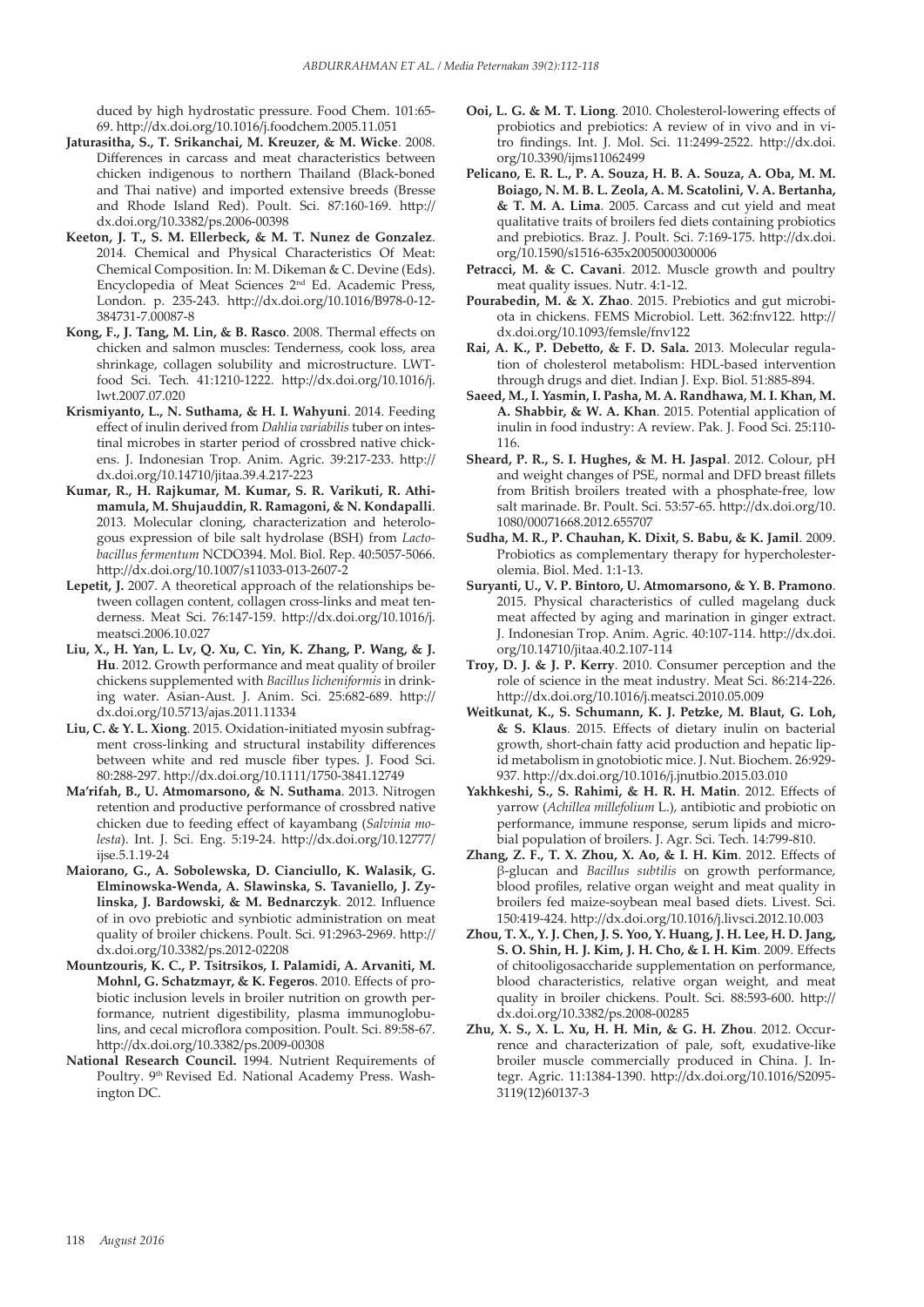duced by high hydrostatic pressure. Food Chem. 101:65-69. http://dx.doi.org/10.1016/j.foodchem.2005.11.051

**Jaturasitha, S., T. Srikanchai, M. Kreuzer, & M. Wicke**. 2008. Differences in carcass and meat characteristics between chicken indigenous to northern Thailand (Black-boned and Thai native) and imported extensive breeds (Bresse and Rhode Island Red). Poult. Sci. 87:160-169. http://dx.doi.org/10.3382/ps.2006-00398

**Keeton, J. T., S. M. Ellerbeck, & M. T. Nunez de Gonzalez**. 2014. Chemical and Physical Characteristics Of Meat: Chemical Composition. In: M. Dikeman & C. Devine (Eds). Encyclopedia of Meat Sciences 2nd Ed. Academic Press, London. p. 235-243. http://dx.doi.org/10.1016/B978-0-12-384731-7.00087-8

**Kong, F., J. Tang, M. Lin, & B. Rasco**. 2008. Thermal effects on chicken and salmon muscles: Tenderness, cook loss, area shrinkage, collagen solubility and microstructure. LWT-food Sci. Tech. 41:1210-1222. http://dx.doi.org/10.1016/j.lwt.2007.07.020

**Krismiyanto, L., N. Suthama, & H. I. Wahyuni**. 2014. Feeding effect of inulin derived from *Dahlia variabilis* tuber on intestinal microbes in starter period of crossbred native chickens. J. Indonesian Trop. Anim. Agric. 39:217-233. http://dx.doi.org/10.14710/jitaa.39.4.217-223

**Kumar, R., H. Rajkumar, M. Kumar, S. R. Varikuti, R. Athimamula, M. Shujauddin, R. Ramagoni, & N. Kondapalli**. 2013. Molecular cloning, characterization and heterologous expression of bile salt hydrolase (BSH) from *Lactobacillus fermentum* NCDO394. Mol. Biol. Rep. 40:5057-5066. http://dx.doi.org/10.1007/s11033-013-2607-2

**Lepetit, J.** 2007. A theoretical approach of the relationships between collagen content, collagen cross-links and meat tenderness. Meat Sci. 76:147-159. http://dx.doi.org/10.1016/j.meatsci.2006.10.027

**Liu, X., H. Yan, L. Lv, Q. Xu, C. Yin, K. Zhang, P. Wang, & J. Hu**. 2012. Growth performance and meat quality of broiler chickens supplemented with *Bacillus licheniformis* in drinking water. Asian-Aust. J. Anim. Sci. 25:682-689. http://dx.doi.org/10.5713/ajas.2011.11334

**Liu, C. & Y. L. Xiong**. 2015. Oxidation-initiated myosin subfragment cross-linking and structural instability differences between white and red muscle fiber types. J. Food Sci. 80:288-297. http://dx.doi.org/10.1111/1750-3841.12749

**Ma'rifah, B., U. Atmomarsono, & N. Suthama**. 2013. Nitrogen retention and productive performance of crossbred native chicken due to feeding effect of kayambang (*Salvinia molesta*). Int. J. Sci. Eng. 5:19-24. http://dx.doi.org/10.12777/ijse.5.1.19-24

**Maiorano, G., A. Sobolewska, D. Cianciullo, K. Walasik, G. Elminowska-Wenda, A. Slawinska, S. Tavaniello, J. Zylinska, J. Bardowski, & M. Bednarczyk**. 2012. Influence of in ovo prebiotic and synbiotic administration on meat quality of broiler chickens. Poult. Sci. 91:2963-2969. http://dx.doi.org/10.3382/ps.2012-02208

**Mountzouris, K. C., P. Tsitrsikos, I. Palamidi, A. Arvaniti, M. Mohnl, G. Schatzmayr, & K. Fegeros**. 2010. Effects of probiotic inclusion levels in broiler nutrition on growth performance, nutrient digestibility, plasma immunoglobulins, and cecal microflora composition. Poult. Sci. 89:58-67. http://dx.doi.org/10.3382/ps.2009-00308

**National Research Council.** 1994. Nutrient Requirements of Poultry. 9th Revised Ed. National Academy Press. Washington DC.

**Ooi, L. G. & M. T. Liong**. 2010. Cholesterol-lowering effects of probiotics and prebiotics: A review of in vivo and in vitro findings. Int. J. Mol. Sci. 11:2499-2522. http://dx.doi.org/10.3390/ijms11062499

**Pelicano, E. R. L., P. A. Souza, H. B. A. Souza, A. Oba, M. M. Boiago, N. M. B. L. Zeola, A. M. Scatolini, V. A. Bertanha, & T. M. A. Lima**. 2005. Carcass and cut yield and meat qualitative traits of broilers fed diets containing probiotics and prebiotics. Braz. J. Poult. Sci. 7:169-175. http://dx.doi.org/10.1590/s1516-635x2005000300006

**Petracci, M. & C. Cavani**. 2012. Muscle growth and poultry meat quality issues. Nutr. 4:1-12.

**Pourabedin, M. & X. Zhao**. 2015. Prebiotics and gut microbiota in chickens. FEMS Microbiol. Lett. 362:fnv122. http://dx.doi.org/10.1093/femsle/fnv122

**Rai, A. K., P. Debetto, & F. D. Sala.** 2013. Molecular regulation of cholesterol metabolism: HDL-based intervention through drugs and diet. Indian J. Exp. Biol. 51:885-894.

**Saeed, M., I. Yasmin, I. Pasha, M. A. Randhawa, M. I. Khan, M. A. Shabbir, & W. A. Khan**. 2015. Potential application of inulin in food industry: A review. Pak. J. Food Sci. 25:110-116.

**Sheard, P. R., S. I. Hughes, & M. H. Jaspal**. 2012. Colour, pH and weight changes of PSE, normal and DFD breast fillets from British broilers treated with a phosphate-free, low salt marinade. Br. Poult. Sci. 53:57-65. http://dx.doi.org/10.1080/00071668.2012.655707

**Sudha, M. R., P. Chauhan, K. Dixit, S. Babu, & K. Jamil**. 2009. Probiotics as complementary therapy for hypercholesterolemia. Biol. Med. 1:1-13.

**Suryanti, U., V. P. Bintoro, U. Atmomarsono, & Y. B. Pramono**. 2015. Physical characteristics of culled magelang duck meat affected by aging and marination in ginger extract. J. Indonesian Trop. Anim. Agric. 40:107-114. http://dx.doi.org/10.14710/jitaa.40.2.107-114

**Troy, D. J. & J. P. Kerry**. 2010. Consumer perception and the role of science in the meat industry. Meat Sci. 86:214-226. http://dx.doi.org/10.1016/j.meatsci.2010.05.009

**Weitkunat, K., S. Schumann, K. J. Petzke, M. Blaut, G. Loh, & S. Klaus**. 2015. Effects of dietary inulin on bacterial growth, short-chain fatty acid production and hepatic lipid metabolism in gnotobiotic mice. J. Nut. Biochem. 26:929-937. http://dx.doi.org/10.1016/j.jnutbio.2015.03.010

**Yakhkeshi, S., S. Rahimi, & H. R. H. Matin**. 2012. Effects of yarrow (*Achillea millefolium* L.), antibiotic and probiotic on performance, immune response, serum lipids and microbial population of broilers. J. Agr. Sci. Tech. 14:799-810.

**Zhang, Z. F., T. X. Zhou, X. Ao, & I. H. Kim**. 2012. Effects of β-glucan and *Bacillus subtilis* on growth performance, blood profiles, relative organ weight and meat quality in broilers fed maize-soybean meal based diets. Livest. Sci. 150:419-424. http://dx.doi.org/10.1016/j.livsci.2012.10.003

**Zhou, T. X., Y. J. Chen, J. S. Yoo, Y. Huang, J. H. Lee, H. D. Jang, S. O. Shin, H. J. Kim, J. H. Cho, & I. H. Kim**. 2009. Effects of chitooligosaccharide supplementation on performance, blood characteristics, relative organ weight, and meat quality in broiler chickens. Poult. Sci. 88:593-600. http://dx.doi.org/10.3382/ps.2008-00285

**Zhu, X. S., X. L. Xu, H. H. Min, & G. H. Zhou**. 2012. Occurrence and characterization of pale, soft, exudative-like broiler muscle commercially produced in China. J. Integr. Agric. 11:1384-1390. http://dx.doi.org/10.1016/S2095-3119(12)60137-3